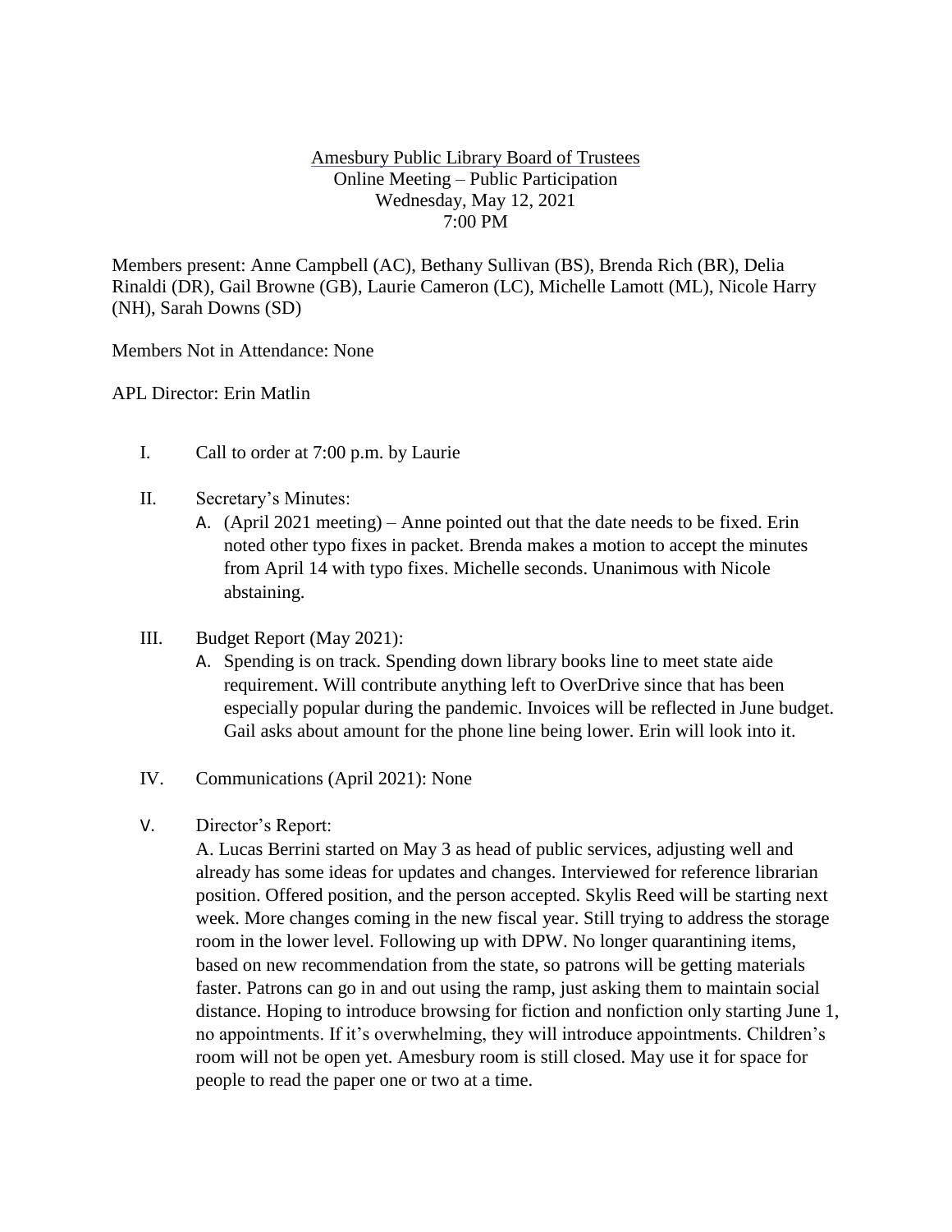Amesbury Public Library Board of Trustees
Online Meeting – Public Participation
Wednesday, May 12, 2021
7:00 PM

Members present: Anne Campbell (AC), Bethany Sullivan (BS), Brenda Rich (BR), Delia Rinaldi (DR), Gail Browne (GB), Laurie Cameron (LC), Michelle Lamott (ML), Nicole Harry (NH), Sarah Downs (SD)

Members Not in Attendance: None

APL Director: Erin Matlin

I. Call to order at 7:00 p.m. by Laurie

II. Secretary's Minutes:
   A. (April 2021 meeting) – Anne pointed out that the date needs to be fixed. Erin noted other typo fixes in packet. Brenda makes a motion to accept the minutes from April 14 with typo fixes. Michelle seconds. Unanimous with Nicole abstaining.

III. Budget Report (May 2021):
   A. Spending is on track. Spending down library books line to meet state aide requirement. Will contribute anything left to OverDrive since that has been especially popular during the pandemic. Invoices will be reflected in June budget. Gail asks about amount for the phone line being lower. Erin will look into it.

IV. Communications (April 2021): None

V. Director's Report:
   A. Lucas Berrini started on May 3 as head of public services, adjusting well and already has some ideas for updates and changes. Interviewed for reference librarian position. Offered position, and the person accepted. Skylis Reed will be starting next week. More changes coming in the new fiscal year. Still trying to address the storage room in the lower level. Following up with DPW. No longer quarantining items, based on new recommendation from the state, so patrons will be getting materials faster. Patrons can go in and out using the ramp, just asking them to maintain social distance. Hoping to introduce browsing for fiction and nonfiction only starting June 1, no appointments. If it's overwhelming, they will introduce appointments. Children's room will not be open yet. Amesbury room is still closed. May use it for space for people to read the paper one or two at a time.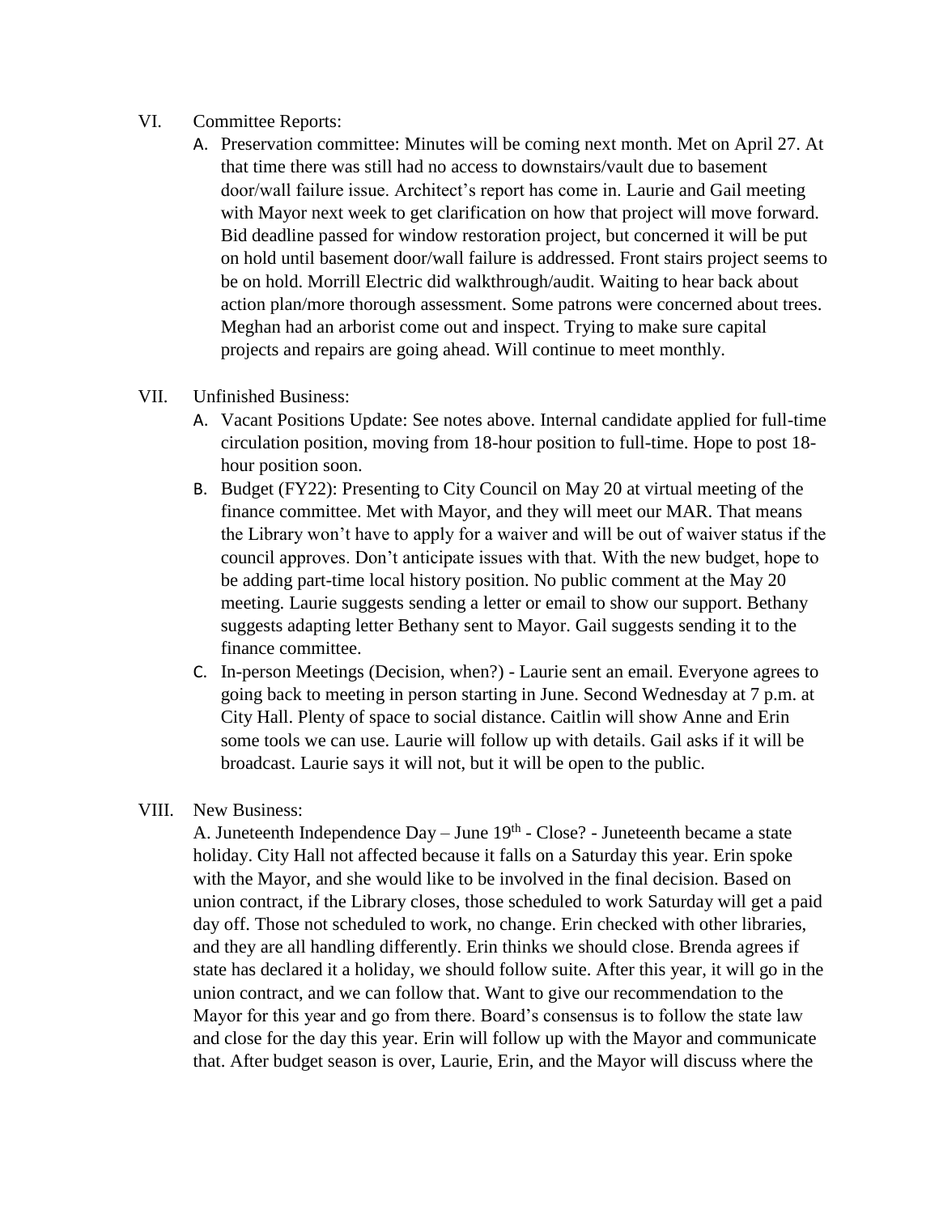VI. Committee Reports:

A. Preservation committee: Minutes will be coming next month. Met on April 27. At that time there was still had no access to downstairs/vault due to basement door/wall failure issue. Architect's report has come in. Laurie and Gail meeting with Mayor next week to get clarification on how that project will move forward. Bid deadline passed for window restoration project, but concerned it will be put on hold until basement door/wall failure is addressed. Front stairs project seems to be on hold. Morrill Electric did walkthrough/audit. Waiting to hear back about action plan/more thorough assessment. Some patrons were concerned about trees. Meghan had an arborist come out and inspect. Trying to make sure capital projects and repairs are going ahead. Will continue to meet monthly.

VII. Unfinished Business:

A. Vacant Positions Update: See notes above. Internal candidate applied for full-time circulation position, moving from 18-hour position to full-time. Hope to post 18-hour position soon.

B. Budget (FY22): Presenting to City Council on May 20 at virtual meeting of the finance committee. Met with Mayor, and they will meet our MAR. That means the Library won't have to apply for a waiver and will be out of waiver status if the council approves. Don't anticipate issues with that. With the new budget, hope to be adding part-time local history position. No public comment at the May 20 meeting. Laurie suggests sending a letter or email to show our support. Bethany suggests adapting letter Bethany sent to Mayor. Gail suggests sending it to the finance committee.

C. In-person Meetings (Decision, when?) - Laurie sent an email. Everyone agrees to going back to meeting in person starting in June. Second Wednesday at 7 p.m. at City Hall. Plenty of space to social distance. Caitlin will show Anne and Erin some tools we can use. Laurie will follow up with details. Gail asks if it will be broadcast. Laurie says it will not, but it will be open to the public.

VIII. New Business:

A. Juneteenth Independence Day – June 19th - Close? - Juneteenth became a state holiday. City Hall not affected because it falls on a Saturday this year. Erin spoke with the Mayor, and she would like to be involved in the final decision. Based on union contract, if the Library closes, those scheduled to work Saturday will get a paid day off. Those not scheduled to work, no change. Erin checked with other libraries, and they are all handling differently. Erin thinks we should close. Brenda agrees if state has declared it a holiday, we should follow suite. After this year, it will go in the union contract, and we can follow that. Want to give our recommendation to the Mayor for this year and go from there. Board's consensus is to follow the state law and close for the day this year. Erin will follow up with the Mayor and communicate that. After budget season is over, Laurie, Erin, and the Mayor will discuss where the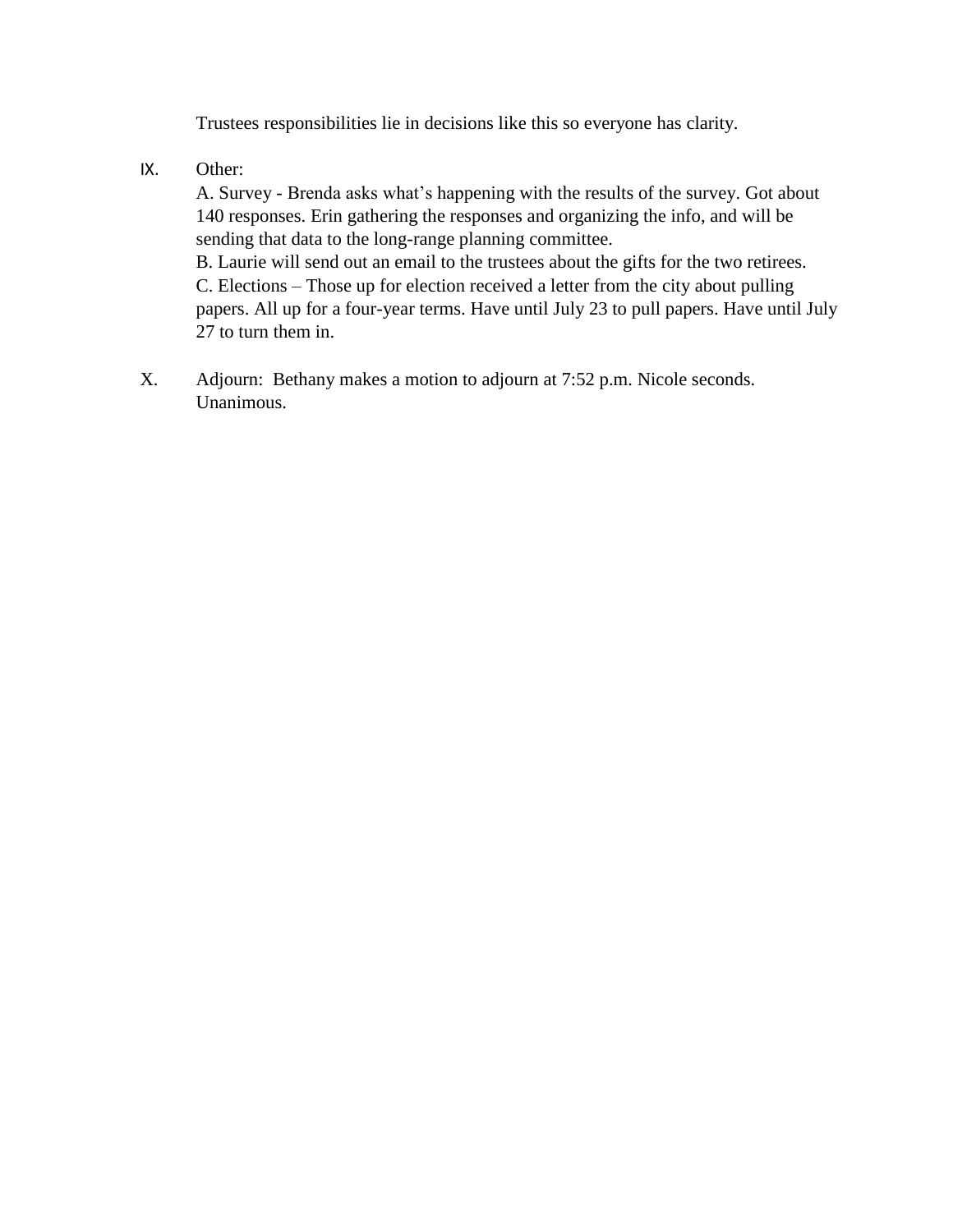Trustees responsibilities lie in decisions like this so everyone has clarity.

IX. Other:

A. Survey - Brenda asks what's happening with the results of the survey. Got about 140 responses. Erin gathering the responses and organizing the info, and will be sending that data to the long-range planning committee.
B. Laurie will send out an email to the trustees about the gifts for the two retirees.
C. Elections – Those up for election received a letter from the city about pulling papers. All up for a four-year terms. Have until July 23 to pull papers. Have until July 27 to turn them in.

X. Adjourn: Bethany makes a motion to adjourn at 7:52 p.m. Nicole seconds. Unanimous.